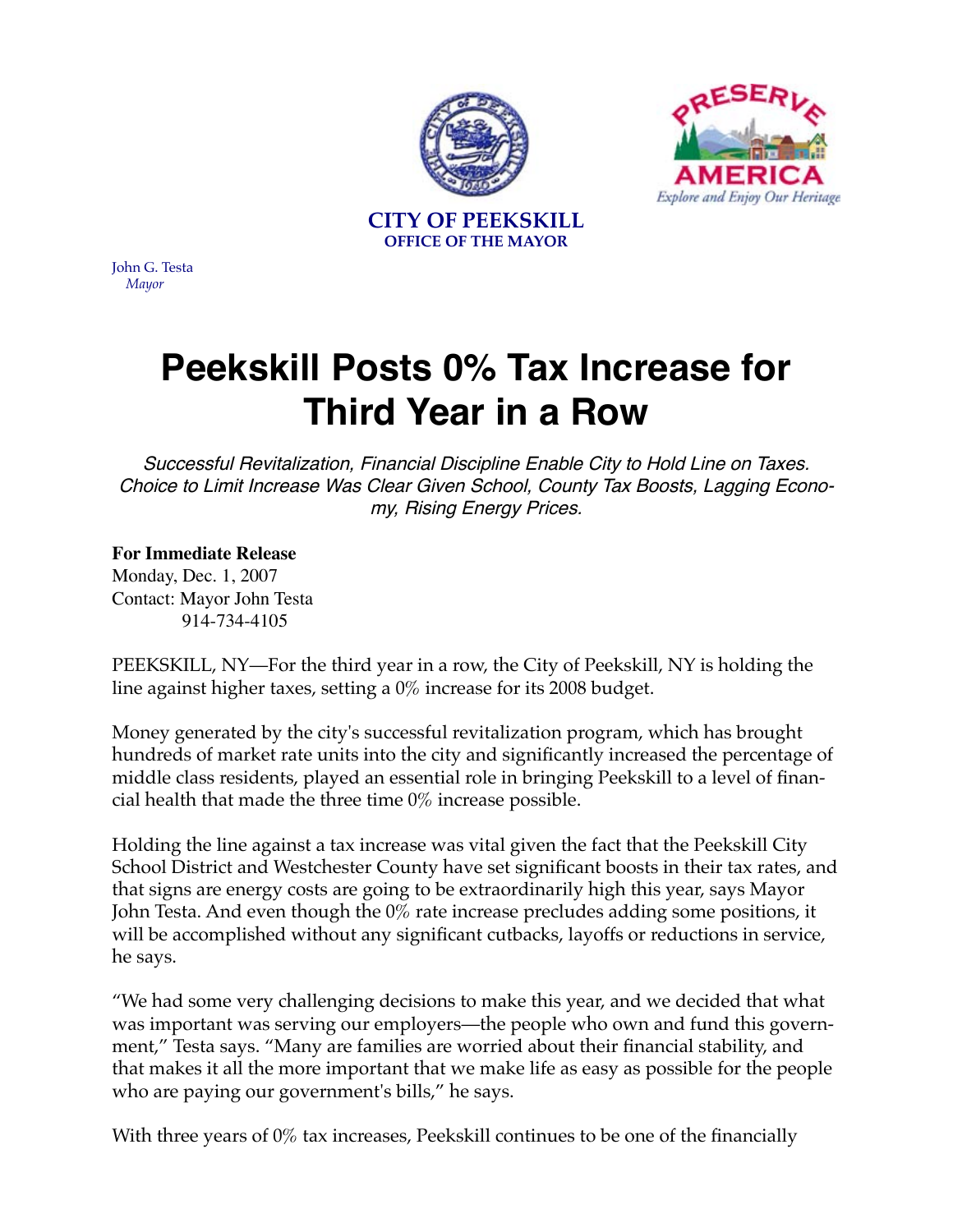**CITY OF PEEKSKILL**
**OFFICE OF THE MAYOR**

John G. Testa
*Mayor*

# Peekskill Posts 0% Tax Increase for Third Year in a Row

*Successful Revitalization, Financial Discipline Enable City to Hold Line on Taxes. Choice to Limit Increase Was Clear Given School, County Tax Boosts, Lagging Economy, Rising Energy Prices.*

**For Immediate Release**
Monday, Dec. 1, 2007
Contact: Mayor John Testa
914-734-4105

PEEKSKILL, NY—For the third year in a row, the City of Peekskill, NY is holding the line against higher taxes, setting a 0% increase for its 2008 budget.

Money generated by the city's successful revitalization program, which has brought hundreds of market rate units into the city and significantly increased the percentage of middle class residents, played an essential role in bringing Peekskill to a level of financial health that made the three time 0% increase possible.

Holding the line against a tax increase was vital given the fact that the Peekskill City School District and Westchester County have set significant boosts in their tax rates, and that signs are energy costs are going to be extraordinarily high this year, says Mayor John Testa. And even though the 0% rate increase precludes adding some positions, it will be accomplished without any significant cutbacks, layoffs or reductions in service, he says.

"We had some very challenging decisions to make this year, and we decided that what was important was serving our employers—the people who own and fund this government," Testa says. "Many are families are worried about their financial stability, and that makes it all the more important that we make life as easy as possible for the people who are paying our government's bills," he says.

With three years of 0% tax increases, Peekskill continues to be one of the financially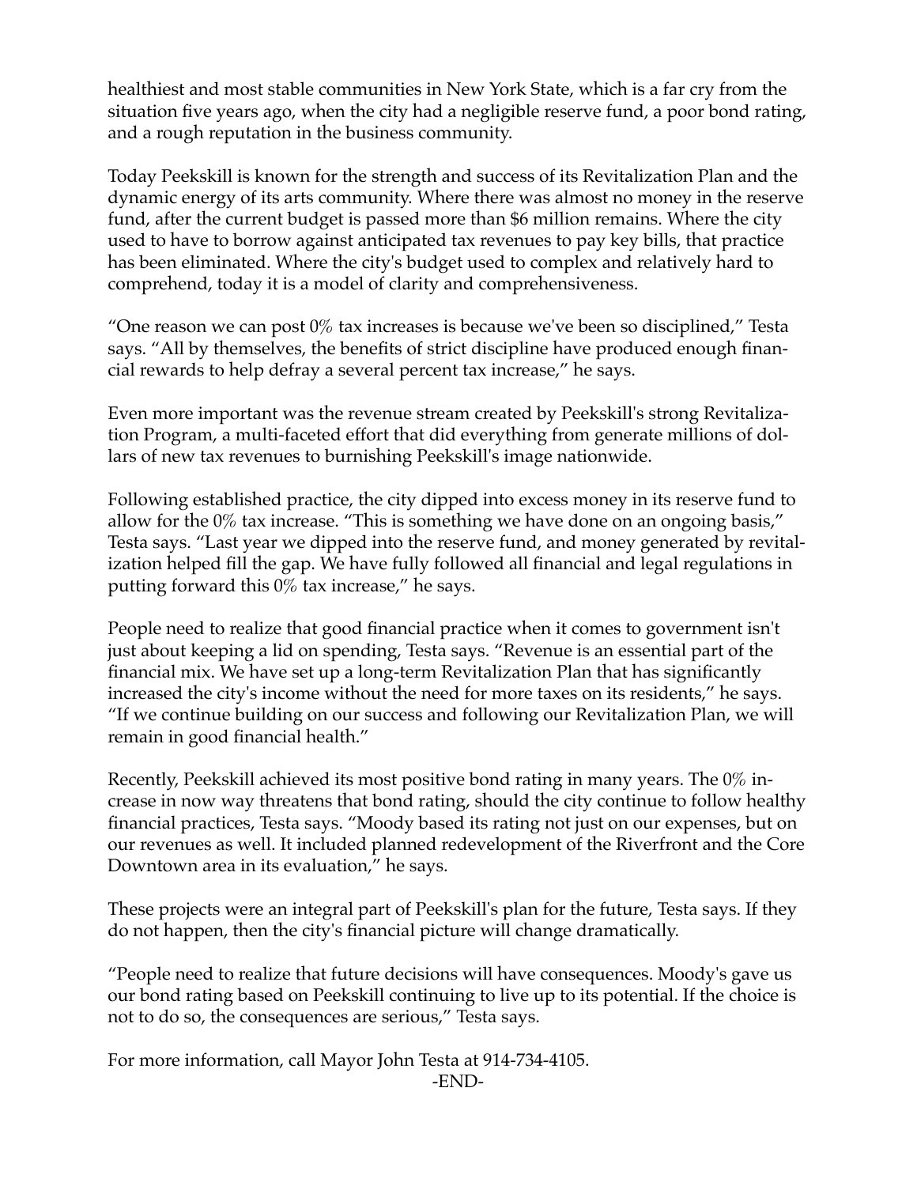healthiest and most stable communities in New York State, which is a far cry from the situation five years ago, when the city had a negligible reserve fund, a poor bond rating, and a rough reputation in the business community.

Today Peekskill is known for the strength and success of its Revitalization Plan and the dynamic energy of its arts community. Where there was almost no money in the reserve fund, after the current budget is passed more than $6 million remains. Where the city used to have to borrow against anticipated tax revenues to pay key bills, that practice has been eliminated. Where the city's budget used to complex and relatively hard to comprehend, today it is a model of clarity and comprehensiveness.

"One reason we can post 0% tax increases is because we've been so disciplined," Testa says. "All by themselves, the benefits of strict discipline have produced enough financial rewards to help defray a several percent tax increase," he says.

Even more important was the revenue stream created by Peekskill's strong Revitalization Program, a multi-faceted effort that did everything from generate millions of dollars of new tax revenues to burnishing Peekskill's image nationwide.

Following established practice, the city dipped into excess money in its reserve fund to allow for the 0% tax increase. "This is something we have done on an ongoing basis," Testa says. "Last year we dipped into the reserve fund, and money generated by revitalization helped fill the gap. We have fully followed all financial and legal regulations in putting forward this 0% tax increase," he says.

People need to realize that good financial practice when it comes to government isn't just about keeping a lid on spending, Testa says. "Revenue is an essential part of the financial mix. We have set up a long-term Revitalization Plan that has significantly increased the city's income without the need for more taxes on its residents," he says. "If we continue building on our success and following our Revitalization Plan, we will remain in good financial health."

Recently, Peekskill achieved its most positive bond rating in many years. The 0% increase in now way threatens that bond rating, should the city continue to follow healthy financial practices, Testa says. "Moody based its rating not just on our expenses, but on our revenues as well. It included planned redevelopment of the Riverfront and the Core Downtown area in its evaluation," he says.

These projects were an integral part of Peekskill's plan for the future, Testa says. If they do not happen, then the city's financial picture will change dramatically.

"People need to realize that future decisions will have consequences. Moody's gave us our bond rating based on Peekskill continuing to live up to its potential. If the choice is not to do so, the consequences are serious," Testa says.

For more information, call Mayor John Testa at 914-734-4105.

-END-